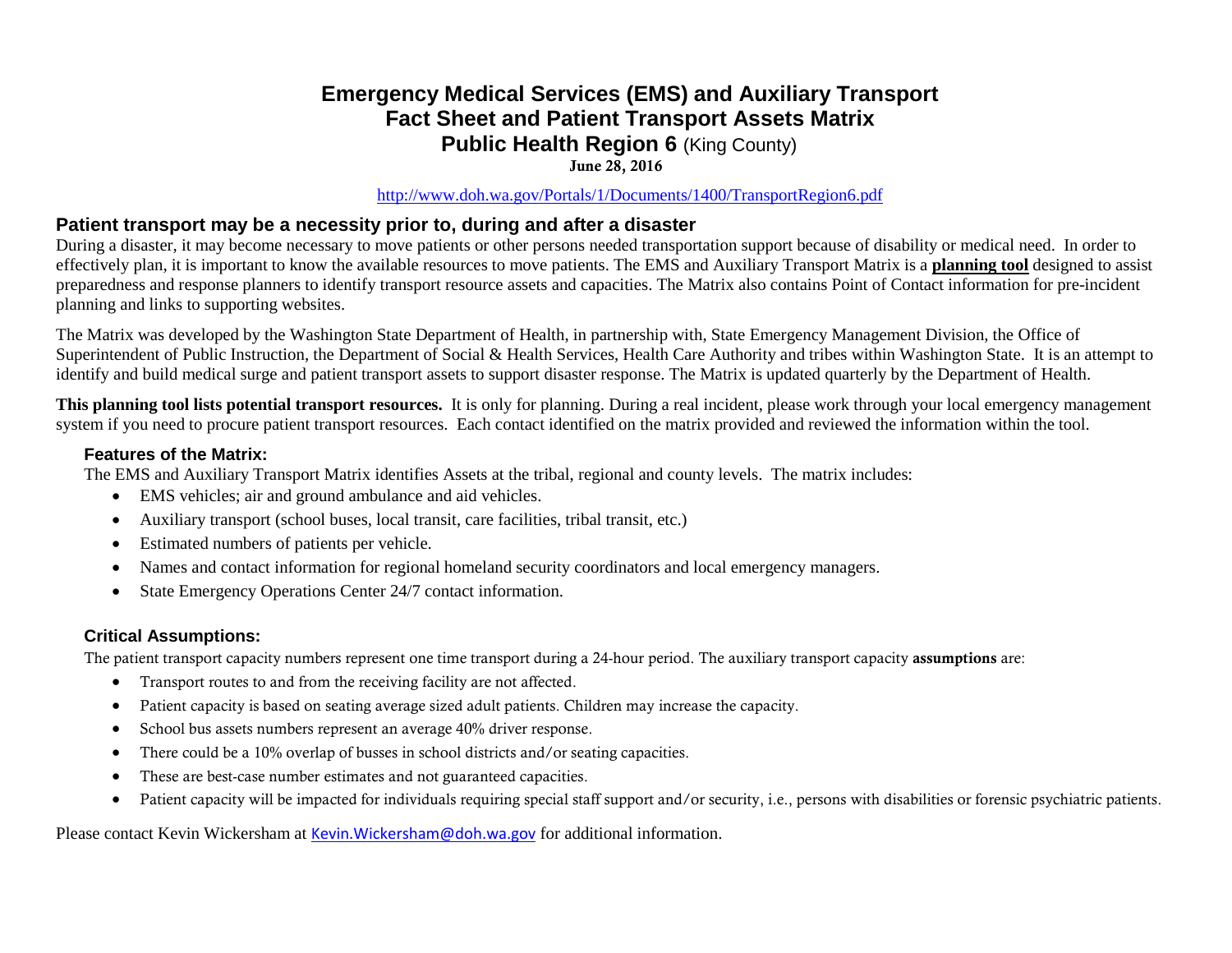# Emergency Medical Services (EMS) and Auxiliary Transport
# Fact Sheet and Patient Transport Assets Matrix
# Public Health Region 6 (King County)

**June 28, 2016**

http://www.doh.wa.gov/Portals/1/Documents/1400/TransportRegion6.pdf

## Patient transport may be a necessity prior to, during and after a disaster

During a disaster, it may become necessary to move patients or other persons needed transportation support because of disability or medical need. In order to effectively plan, it is important to know the available resources to move patients. The EMS and Auxiliary Transport Matrix is a **planning tool** designed to assist preparedness and response planners to identify transport resource assets and capacities. The Matrix also contains Point of Contact information for pre-incident planning and links to supporting websites.

The Matrix was developed by the Washington State Department of Health, in partnership with, State Emergency Management Division, the Office of Superintendent of Public Instruction, the Department of Social & Health Services, Health Care Authority and tribes within Washington State. It is an attempt to identify and build medical surge and patient transport assets to support disaster response. The Matrix is updated quarterly by the Department of Health.

**This planning tool lists potential transport resources.** It is only for planning. During a real incident, please work through your local emergency management system if you need to procure patient transport resources. Each contact identified on the matrix provided and reviewed the information within the tool.

### Features of the Matrix:

The EMS and Auxiliary Transport Matrix identifies Assets at the tribal, regional and county levels. The matrix includes:

- EMS vehicles; air and ground ambulance and aid vehicles.
- Auxiliary transport (school buses, local transit, care facilities, tribal transit, etc.)
- Estimated numbers of patients per vehicle.
- Names and contact information for regional homeland security coordinators and local emergency managers.
- State Emergency Operations Center 24/7 contact information.

### Critical Assumptions:

The patient transport capacity numbers represent one time transport during a 24-hour period. The auxiliary transport capacity **assumptions** are:

- Transport routes to and from the receiving facility are not affected.
- Patient capacity is based on seating average sized adult patients. Children may increase the capacity.
- School bus assets numbers represent an average 40% driver response.
- There could be a 10% overlap of busses in school districts and/or seating capacities.
- These are best-case number estimates and not guaranteed capacities.
- Patient capacity will be impacted for individuals requiring special staff support and/or security, i.e., persons with disabilities or forensic psychiatric patients.

Please contact Kevin Wickersham at Kevin.Wickersham@doh.wa.gov for additional information.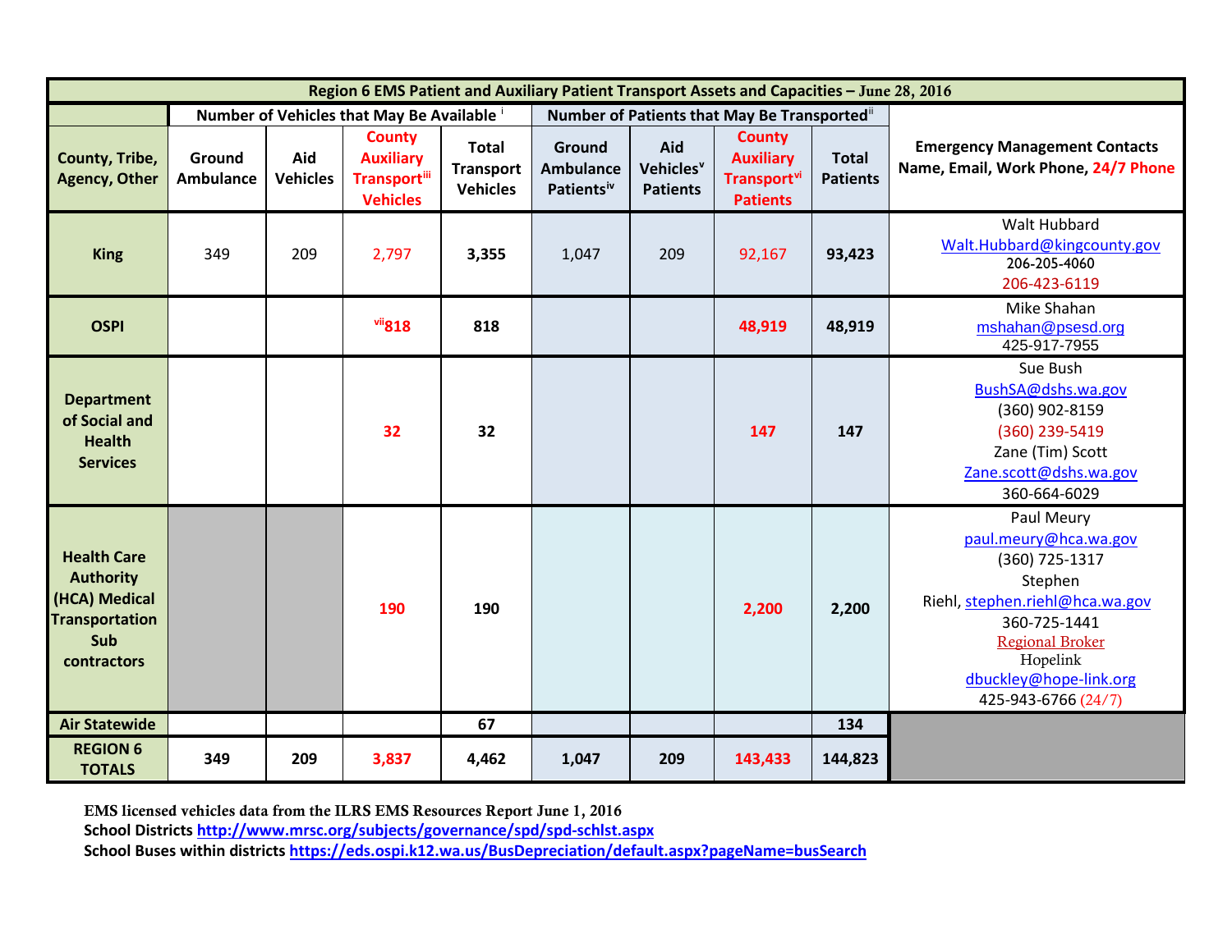| Region 6 EMS Patient and Auxiliary Patient Transport Assets and Capacities – June 28, 2016 | | | | | | | | | |
|---|---|---|---|---|---|---|---|---|---|
| | Number of Vehicles that May Be Available [i] | | | | Number of Patients that May Be Transported [ii] | | | | |
| County, Tribe, Agency, Other | Ground Ambulance | Aid Vehicles | County Auxiliary Transport [iii] Vehicles | Total Transport Vehicles | Ground Ambulance Patients [iv] | Aid Vehicles [v] Patients | County Auxiliary Transport [vi] Patients | Total Patients | Emergency Management Contacts Name, Email, Work Phone, 24/7 Phone |
| King | 349 | 209 | 2,797 | 3,355 | 1,047 | 209 | 92,167 | 93,423 | Walt Hubbard Walt.Hubbard@kingcounty.gov 206-205-4060 206-423-6119 |
| OSPI | | | [vii]818 | 818 | | | 48,919 | 48,919 | Mike Shahan mshahan@psesd.org 425-917-7955 |
| Department of Social and Health Services | | | 32 | 32 | | | 147 | 147 | Sue Bush BushSA@dshs.wa.gov (360) 902-8159 (360) 239-5419 Zane (Tim) Scott Zane.scott@dshs.wa.gov 360-664-6029 |
| Health Care Authority (HCA) Medical Transportation Sub contractors | | | 190 | 190 | | | 2,200 | 2,200 | Paul Meury paul.meury@hca.wa.gov (360) 725-1317 Stephen Riehl, stephen.riehl@hca.wa.gov 360-725-1441 Regional Broker Hopelink dbuckley@hope-link.org 425-943-6766 (24/7) |
| Air Statewide | | | | 67 | | | | 134 | |
| REGION 6 TOTALS | 349 | 209 | 3,837 | 4,462 | 1,047 | 209 | 143,433 | 144,823 | |

EMS licensed vehicles data from the ILRS EMS Resources Report June 1, 2016

School Districts http://www.mrsc.org/subjects/governance/spd/spd-schlst.aspx

School Buses within districts https://eds.ospi.k12.wa.us/BusDepreciation/default.aspx?pageName=busSearch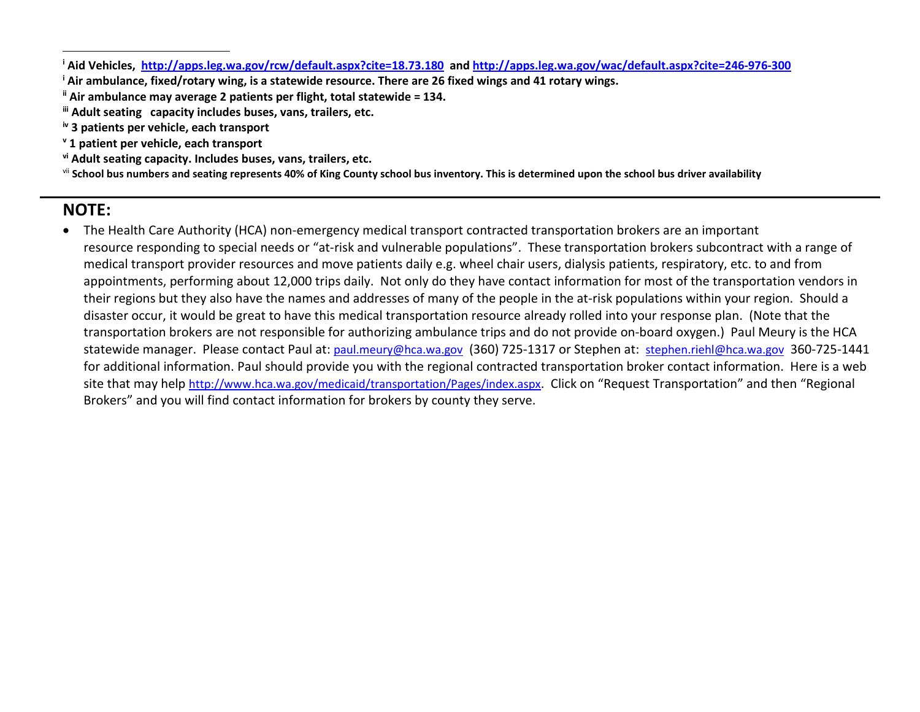[i] **Aid Vehicles, http://apps.leg.wa.gov/rcw/default.aspx?cite=18.73.180 and http://apps.leg.wa.gov/wac/default.aspx?cite=246-976-300**

[i] **Air ambulance, fixed/rotary wing, is a statewide resource. There are 26 fixed wings and 41 rotary wings.**

[ii] **Air ambulance may average 2 patients per flight, total statewide = 134.**

[iii] **Adult seating capacity includes buses, vans, trailers, etc.**

[iv] **3 patients per vehicle, each transport**

[v] **1 patient per vehicle, each transport**

[vi] **Adult seating capacity. Includes buses, vans, trailers, etc.**

[vii] **School bus numbers and seating represents 40% of King County school bus inventory. This is determined upon the school bus driver availability**

## NOTE:

- The Health Care Authority (HCA) non-emergency medical transport contracted transportation brokers are an important resource responding to special needs or "at-risk and vulnerable populations". These transportation brokers subcontract with a range of medical transport provider resources and move patients daily e.g. wheel chair users, dialysis patients, respiratory, etc. to and from appointments, performing about 12,000 trips daily. Not only do they have contact information for most of the transportation vendors in their regions but they also have the names and addresses of many of the people in the at-risk populations within your region. Should a disaster occur, it would be great to have this medical transportation resource already rolled into your response plan. (Note that the transportation brokers are not responsible for authorizing ambulance trips and do not provide on-board oxygen.) Paul Meury is the HCA statewide manager. Please contact Paul at: paul.meury@hca.wa.gov (360) 725-1317 or Stephen at: stephen.riehl@hca.wa.gov 360-725-1441 for additional information. Paul should provide you with the regional contracted transportation broker contact information. Here is a web site that may help http://www.hca.wa.gov/medicaid/transportation/Pages/index.aspx. Click on "Request Transportation" and then "Regional Brokers" and you will find contact information for brokers by county they serve.